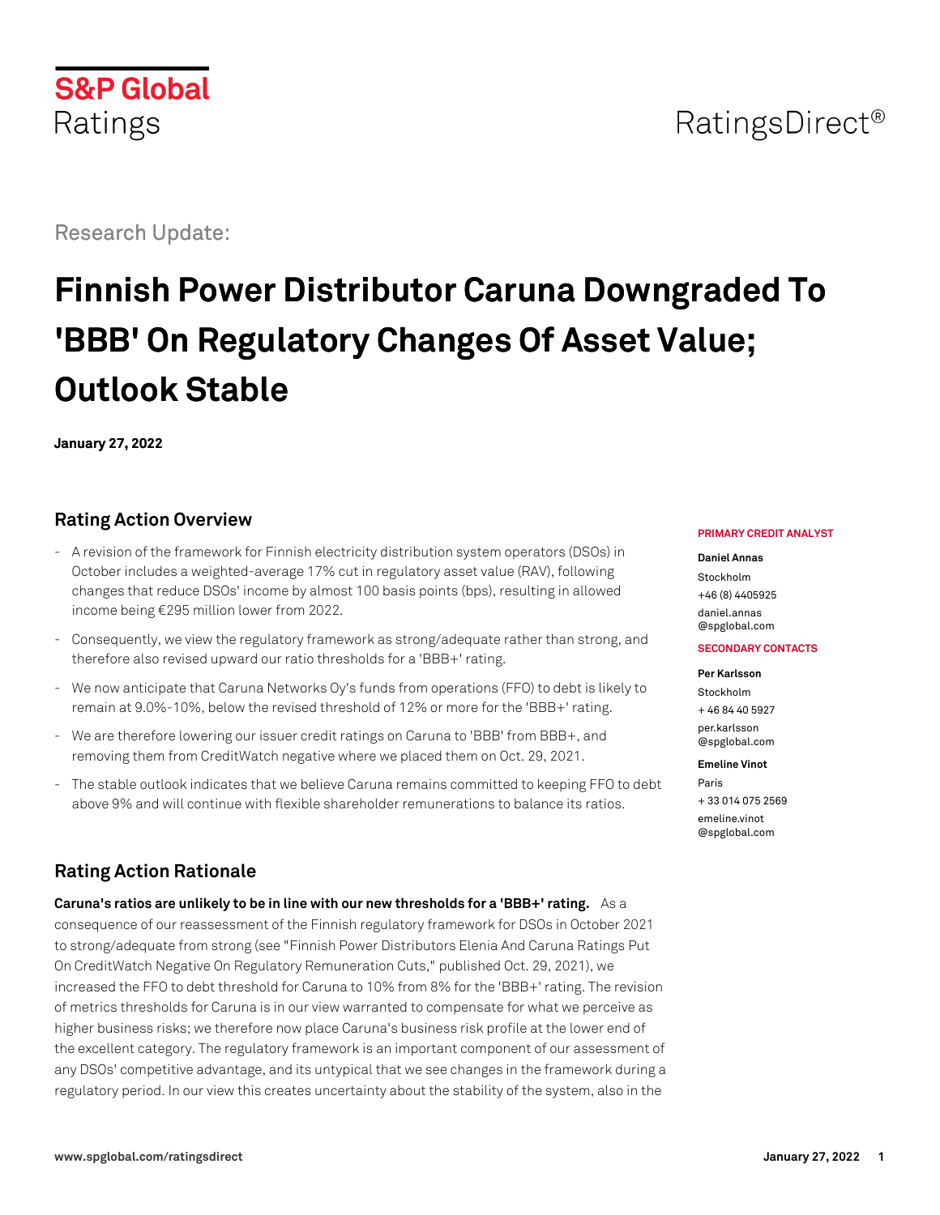S&P Global Ratings

RatingsDirect®

Research Update:

# Finnish Power Distributor Caruna Downgraded To 'BBB' On Regulatory Changes Of Asset Value; Outlook Stable

**January 27, 2022**

## Rating Action Overview

- A revision of the framework for Finnish electricity distribution system operators (DSOs) in October includes a weighted-average 17% cut in regulatory asset value (RAV), following changes that reduce DSOs' income by almost 100 basis points (bps), resulting in allowed income being €295 million lower from 2022.
- Consequently, we view the regulatory framework as strong/adequate rather than strong, and therefore also revised upward our ratio thresholds for a 'BBB+' rating.
- We now anticipate that Caruna Networks Oy's funds from operations (FFO) to debt is likely to remain at 9.0%-10%, below the revised threshold of 12% or more for the 'BBB+' rating.
- We are therefore lowering our issuer credit ratings on Caruna to 'BBB' from BBB+, and removing them from CreditWatch negative where we placed them on Oct. 29, 2021.
- The stable outlook indicates that we believe Caruna remains committed to keeping FFO to debt above 9% and will continue with flexible shareholder remunerations to balance its ratios.

**PRIMARY CREDIT ANALYST**

**Daniel Annas**
Stockholm
+46 (8) 4405925
daniel.annas
@spglobal.com

**SECONDARY CONTACTS**

**Per Karlsson**
Stockholm
+ 46 84 40 5927
per.karlsson
@spglobal.com

**Emeline Vinot**
Paris
+ 33 014 075 2569
emeline.vinot
@spglobal.com

## Rating Action Rationale

**Caruna's ratios are unlikely to be in line with our new thresholds for a 'BBB+' rating.** As a consequence of our reassessment of the Finnish regulatory framework for DSOs in October 2021 to strong/adequate from strong (see "Finnish Power Distributors Elenia And Caruna Ratings Put On CreditWatch Negative On Regulatory Remuneration Cuts," published Oct. 29, 2021), we increased the FFO to debt threshold for Caruna to 10% from 8% for the 'BBB+' rating. The revision of metrics thresholds for Caruna is in our view warranted to compensate for what we perceive as higher business risks; we therefore now place Caruna's business risk profile at the lower end of the excellent category. The regulatory framework is an important component of our assessment of any DSOs' competitive advantage, and its untypical that we see changes in the framework during a regulatory period. In our view this creates uncertainty about the stability of the system, also in the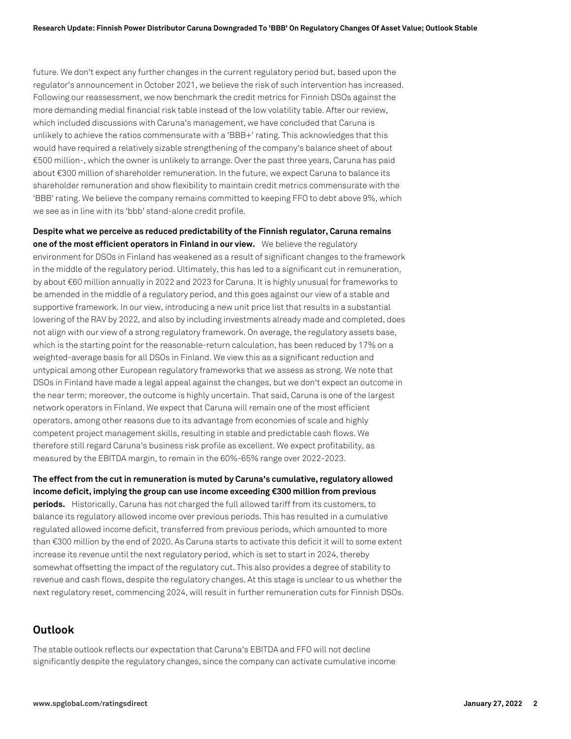future. We don't expect any further changes in the current regulatory period but, based upon the regulator's announcement in October 2021, we believe the risk of such intervention has increased. Following our reassessment, we now benchmark the credit metrics for Finnish DSOs against the more demanding medial financial risk table instead of the low volatility table. After our review, which included discussions with Caruna's management, we have concluded that Caruna is unlikely to achieve the ratios commensurate with a 'BBB+' rating. This acknowledges that this would have required a relatively sizable strengthening of the company's balance sheet of about €500 million-, which the owner is unlikely to arrange. Over the past three years, Caruna has paid about €300 million of shareholder remuneration. In the future, we expect Caruna to balance its shareholder remuneration and show flexibility to maintain credit metrics commensurate with the 'BBB' rating. We believe the company remains committed to keeping FFO to debt above 9%, which we see as in line with its 'bbb' stand-alone credit profile.

**Despite what we perceive as reduced predictability of the Finnish regulator, Caruna remains one of the most efficient operators in Finland in our view.** We believe the regulatory environment for DSOs in Finland has weakened as a result of significant changes to the framework in the middle of the regulatory period. Ultimately, this has led to a significant cut in remuneration, by about €60 million annually in 2022 and 2023 for Caruna. It is highly unusual for frameworks to be amended in the middle of a regulatory period, and this goes against our view of a stable and supportive framework. In our view, introducing a new unit price list that results in a substantial lowering of the RAV by 2022, and also by including investments already made and completed, does not align with our view of a strong regulatory framework. On average, the regulatory assets base, which is the starting point for the reasonable-return calculation, has been reduced by 17% on a weighted-average basis for all DSOs in Finland. We view this as a significant reduction and untypical among other European regulatory frameworks that we assess as strong. We note that DSOs in Finland have made a legal appeal against the changes, but we don't expect an outcome in the near term; moreover, the outcome is highly uncertain. That said, Caruna is one of the largest network operators in Finland. We expect that Caruna will remain one of the most efficient operators, among other reasons due to its advantage from economies of scale and highly competent project management skills, resulting in stable and predictable cash flows. We therefore still regard Caruna's business risk profile as excellent. We expect profitability, as measured by the EBITDA margin, to remain in the 60%-65% range over 2022-2023.

**The effect from the cut in remuneration is muted by Caruna's cumulative, regulatory allowed income deficit, implying the group can use income exceeding €300 million from previous periods.** Historically, Caruna has not charged the full allowed tariff from its customers, to balance its regulatory allowed income over previous periods. This has resulted in a cumulative regulated allowed income deficit, transferred from previous periods, which amounted to more than €300 million by the end of 2020. As Caruna starts to activate this deficit it will to some extent increase its revenue until the next regulatory period, which is set to start in 2024, thereby somewhat offsetting the impact of the regulatory cut. This also provides a degree of stability to revenue and cash flows, despite the regulatory changes. At this stage is unclear to us whether the next regulatory reset, commencing 2024, will result in further remuneration cuts for Finnish DSOs.

## Outlook

The stable outlook reflects our expectation that Caruna's EBITDA and FFO will not decline significantly despite the regulatory changes, since the company can activate cumulative income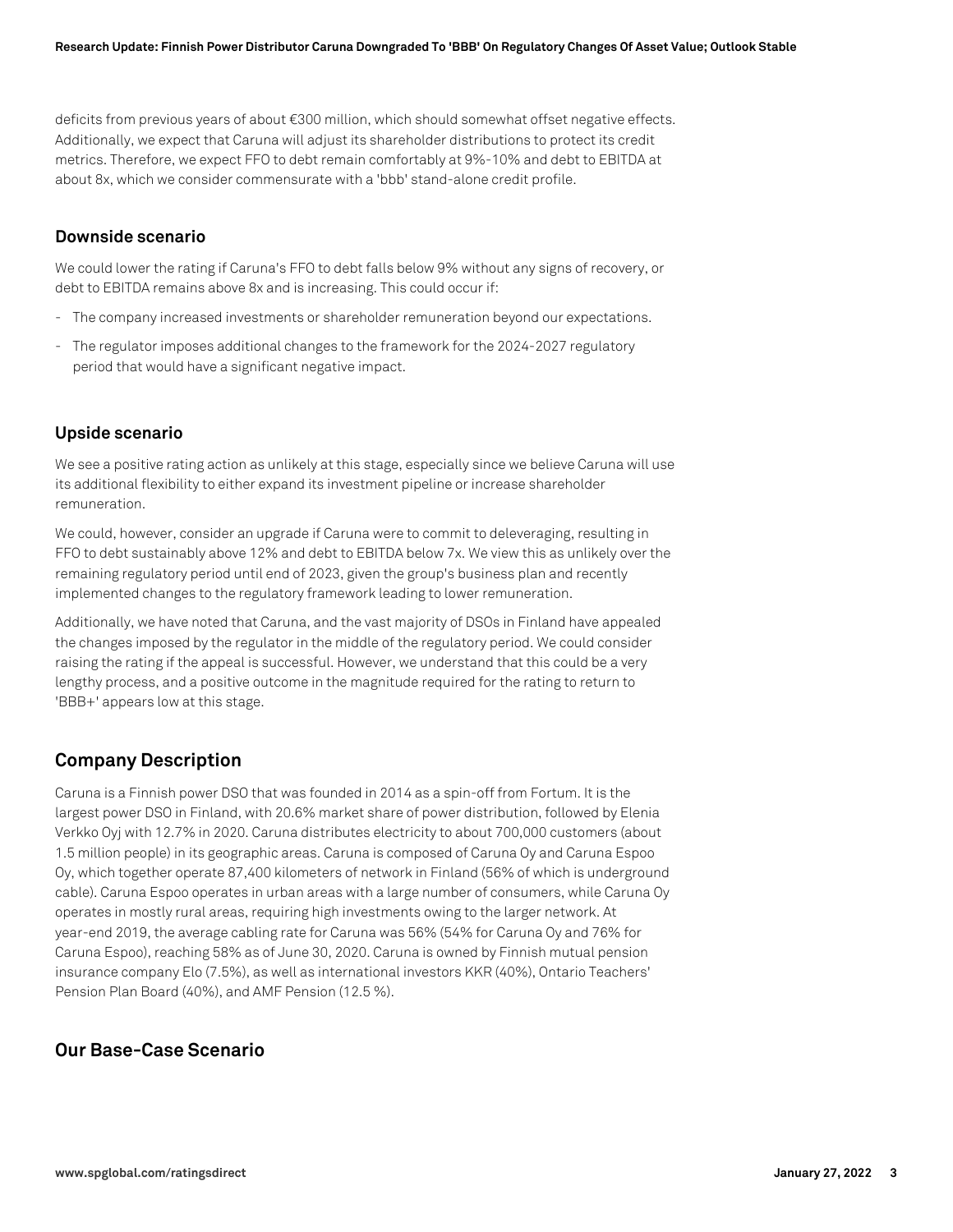deficits from previous years of about €300 million, which should somewhat offset negative effects. Additionally, we expect that Caruna will adjust its shareholder distributions to protect its credit metrics. Therefore, we expect FFO to debt remain comfortably at 9%-10% and debt to EBITDA at about 8x, which we consider commensurate with a 'bbb' stand-alone credit profile.

### Downside scenario

We could lower the rating if Caruna's FFO to debt falls below 9% without any signs of recovery, or debt to EBITDA remains above 8x and is increasing. This could occur if:

- The company increased investments or shareholder remuneration beyond our expectations.
- The regulator imposes additional changes to the framework for the 2024-2027 regulatory period that would have a significant negative impact.

### Upside scenario

We see a positive rating action as unlikely at this stage, especially since we believe Caruna will use its additional flexibility to either expand its investment pipeline or increase shareholder remuneration.

We could, however, consider an upgrade if Caruna were to commit to deleveraging, resulting in FFO to debt sustainably above 12% and debt to EBITDA below 7x. We view this as unlikely over the remaining regulatory period until end of 2023, given the group's business plan and recently implemented changes to the regulatory framework leading to lower remuneration.

Additionally, we have noted that Caruna, and the vast majority of DSOs in Finland have appealed the changes imposed by the regulator in the middle of the regulatory period. We could consider raising the rating if the appeal is successful. However, we understand that this could be a very lengthy process, and a positive outcome in the magnitude required for the rating to return to 'BBB+' appears low at this stage.

## Company Description

Caruna is a Finnish power DSO that was founded in 2014 as a spin-off from Fortum. It is the largest power DSO in Finland, with 20.6% market share of power distribution, followed by Elenia Verkko Oyj with 12.7% in 2020. Caruna distributes electricity to about 700,000 customers (about 1.5 million people) in its geographic areas. Caruna is composed of Caruna Oy and Caruna Espoo Oy, which together operate 87,400 kilometers of network in Finland (56% of which is underground cable). Caruna Espoo operates in urban areas with a large number of consumers, while Caruna Oy operates in mostly rural areas, requiring high investments owing to the larger network. At year-end 2019, the average cabling rate for Caruna was 56% (54% for Caruna Oy and 76% for Caruna Espoo), reaching 58% as of June 30, 2020. Caruna is owned by Finnish mutual pension insurance company Elo (7.5%), as well as international investors KKR (40%), Ontario Teachers' Pension Plan Board (40%), and AMF Pension (12.5 %).

## Our Base-Case Scenario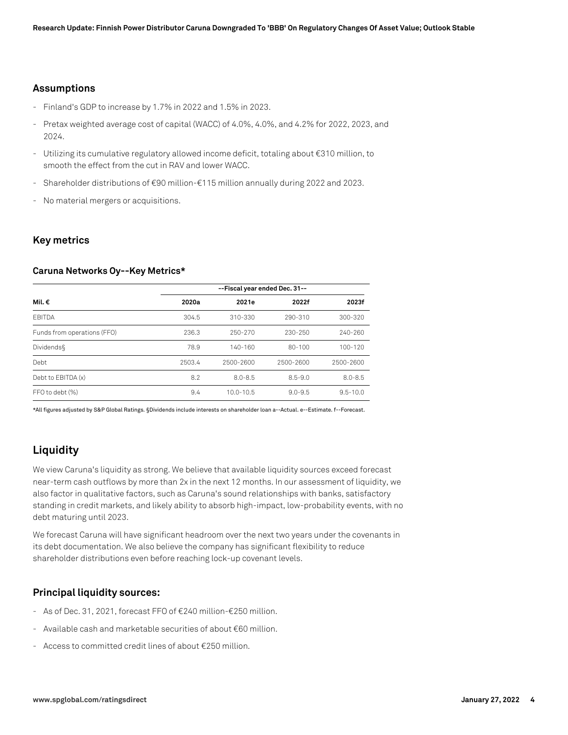## Assumptions

- Finland's GDP to increase by 1.7% in 2022 and 1.5% in 2023.
- Pretax weighted average cost of capital (WACC) of 4.0%, 4.0%, and 4.2% for 2022, 2023, and 2024.
- Utilizing its cumulative regulatory allowed income deficit, totaling about €310 million, to smooth the effect from the cut in RAV and lower WACC.
- Shareholder distributions of €90 million-€115 million annually during 2022 and 2023.
- No material mergers or acquisitions.

## Key metrics

### Caruna Networks Oy--Key Metrics*

| | --Fiscal year ended Dec. 31-- | | | |
|---|---|---|---|---|
| **Mil. €** | **2020a** | **2021e** | **2022f** | **2023f** |
| EBITDA | 304.5 | 310-330 | 290-310 | 300-320 |
| Funds from operations (FFO) | 236.3 | 250-270 | 230-250 | 240-260 |
| Dividends§ | 78.9 | 140-160 | 80-100 | 100-120 |
| Debt | 2503.4 | 2500-2600 | 2500-2600 | 2500-2600 |
| Debt to EBITDA (x) | 8.2 | 8.0-8.5 | 8.5-9.0 | 8.0-8.5 |
| FFO to debt (%) | 9.4 | 10.0-10.5 | 9.0-9.5 | 9.5-10.0 |

*All figures adjusted by S&P Global Ratings. §Dividends include interests on shareholder loan a--Actual. e--Estimate. f--Forecast.

## Liquidity

We view Caruna's liquidity as strong. We believe that available liquidity sources exceed forecast near-term cash outflows by more than 2x in the next 12 months. In our assessment of liquidity, we also factor in qualitative factors, such as Caruna's sound relationships with banks, satisfactory standing in credit markets, and likely ability to absorb high-impact, low-probability events, with no debt maturing until 2023.

We forecast Caruna will have significant headroom over the next two years under the covenants in its debt documentation. We also believe the company has significant flexibility to reduce shareholder distributions even before reaching lock-up covenant levels.

### Principal liquidity sources:

- As of Dec. 31, 2021, forecast FFO of €240 million-€250 million.
- Available cash and marketable securities of about €60 million.
- Access to committed credit lines of about €250 million.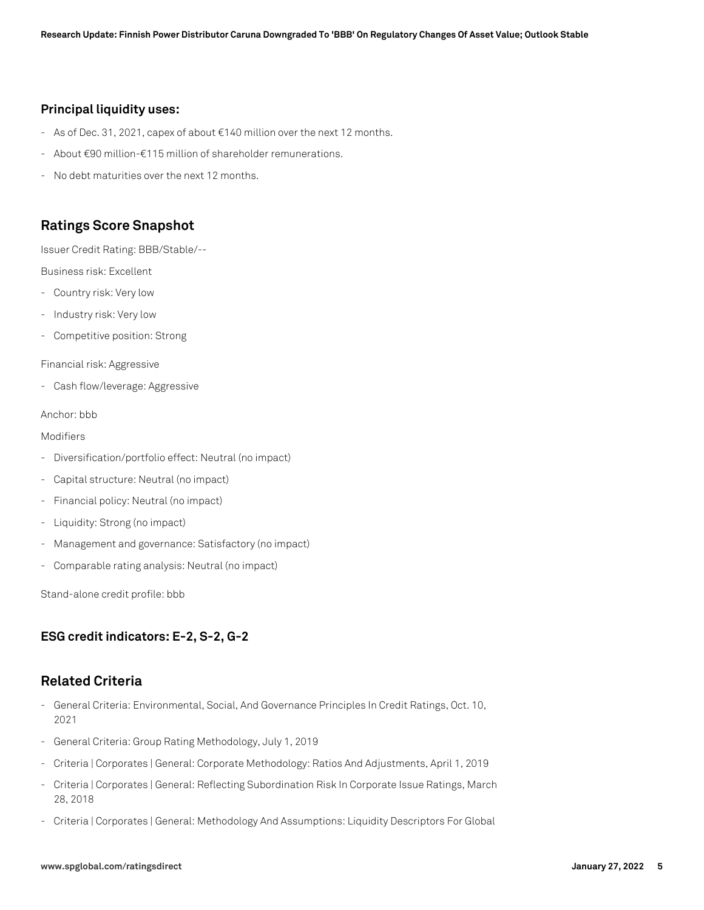### Principal liquidity uses:

- As of Dec. 31, 2021, capex of about €140 million over the next 12 months.
- About €90 million-€115 million of shareholder remunerations.
- No debt maturities over the next 12 months.

## Ratings Score Snapshot

Issuer Credit Rating: BBB/Stable/--

Business risk: Excellent

- Country risk: Very low
- Industry risk: Very low
- Competitive position: Strong

Financial risk: Aggressive

- Cash flow/leverage: Aggressive

Anchor: bbb

Modifiers

- Diversification/portfolio effect: Neutral (no impact)
- Capital structure: Neutral (no impact)
- Financial policy: Neutral (no impact)
- Liquidity: Strong (no impact)
- Management and governance: Satisfactory (no impact)
- Comparable rating analysis: Neutral (no impact)

Stand-alone credit profile: bbb

### ESG credit indicators: E-2, S-2, G-2

## Related Criteria

- General Criteria: Environmental, Social, And Governance Principles In Credit Ratings, Oct. 10, 2021
- General Criteria: Group Rating Methodology, July 1, 2019
- Criteria | Corporates | General: Corporate Methodology: Ratios And Adjustments, April 1, 2019
- Criteria | Corporates | General: Reflecting Subordination Risk In Corporate Issue Ratings, March 28, 2018
- Criteria | Corporates | General: Methodology And Assumptions: Liquidity Descriptors For Global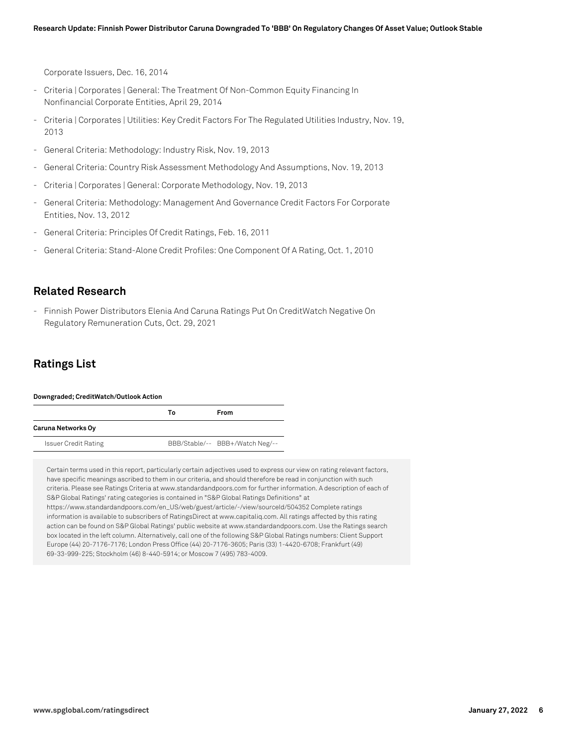Corporate Issuers, Dec. 16, 2014

- Criteria | Corporates | General: The Treatment Of Non-Common Equity Financing In Nonfinancial Corporate Entities, April 29, 2014
- Criteria | Corporates | Utilities: Key Credit Factors For The Regulated Utilities Industry, Nov. 19, 2013
- General Criteria: Methodology: Industry Risk, Nov. 19, 2013
- General Criteria: Country Risk Assessment Methodology And Assumptions, Nov. 19, 2013
- Criteria | Corporates | General: Corporate Methodology, Nov. 19, 2013
- General Criteria: Methodology: Management And Governance Credit Factors For Corporate Entities, Nov. 13, 2012
- General Criteria: Principles Of Credit Ratings, Feb. 16, 2011
- General Criteria: Stand-Alone Credit Profiles: One Component Of A Rating, Oct. 1, 2010

## Related Research

- Finnish Power Distributors Elenia And Caruna Ratings Put On CreditWatch Negative On Regulatory Remuneration Cuts, Oct. 29, 2021

## Ratings List

**Downgraded; CreditWatch/Outlook Action**

| | To | From |
|---|---|---|
| **Caruna Networks Oy** | | |
| Issuer Credit Rating | BBB/Stable/-- | BBB+/Watch Neg/-- |

Certain terms used in this report, particularly certain adjectives used to express our view on rating relevant factors, have specific meanings ascribed to them in our criteria, and should therefore be read in conjunction with such criteria. Please see Ratings Criteria at www.standardandpoors.com for further information. A description of each of S&P Global Ratings' rating categories is contained in "S&P Global Ratings Definitions" at https://www.standardandpoors.com/en_US/web/guest/article/-/view/sourceId/504352 Complete ratings information is available to subscribers of RatingsDirect at www.capitaliq.com. All ratings affected by this rating action can be found on S&P Global Ratings' public website at www.standardandpoors.com. Use the Ratings search box located in the left column. Alternatively, call one of the following S&P Global Ratings numbers: Client Support Europe (44) 20-7176-7176; London Press Office (44) 20-7176-3605; Paris (33) 1-4420-6708; Frankfurt (49) 69-33-999-225; Stockholm (46) 8-440-5914; or Moscow 7 (495) 783-4009.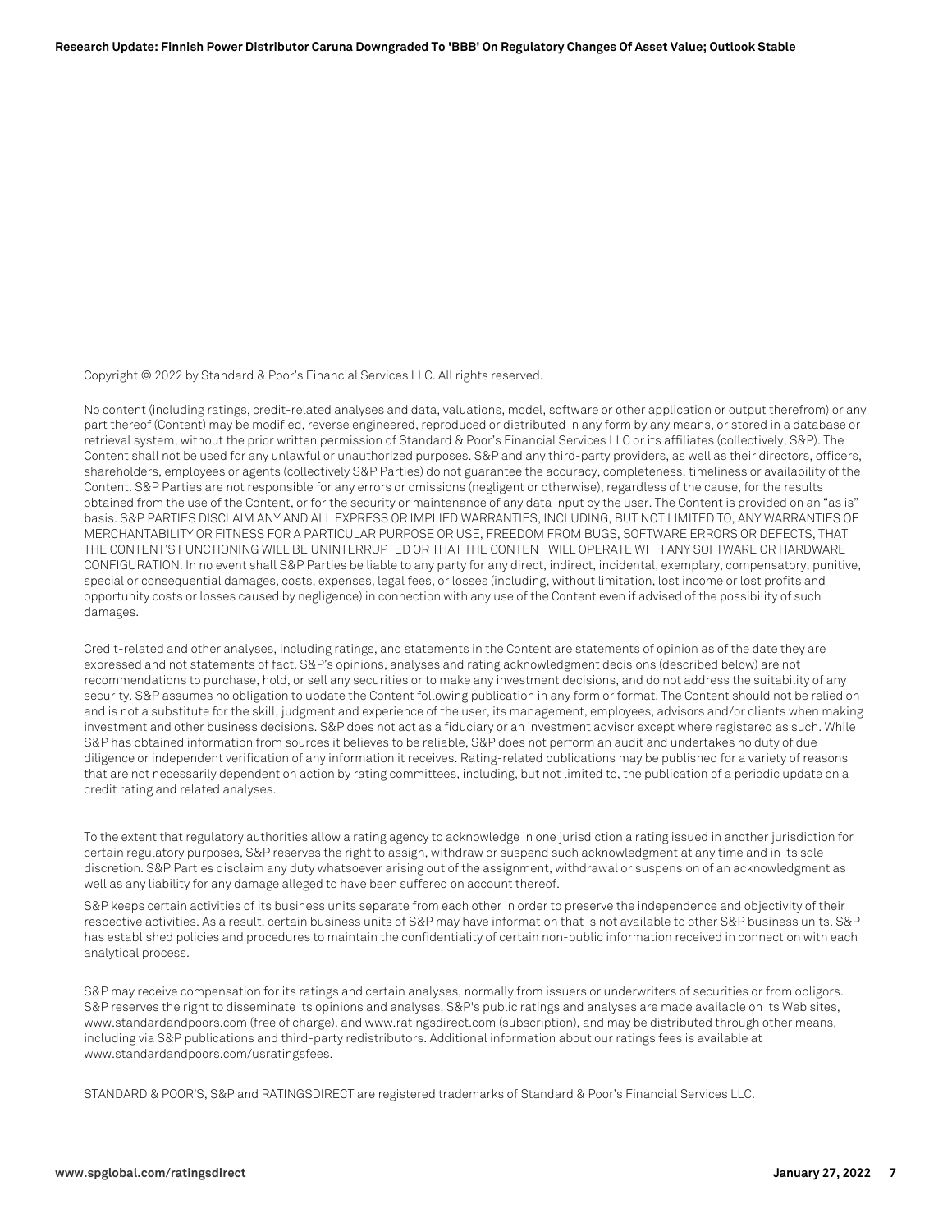Copyright © 2022 by Standard & Poor's Financial Services LLC. All rights reserved.

No content (including ratings, credit-related analyses and data, valuations, model, software or other application or output therefrom) or any part thereof (Content) may be modified, reverse engineered, reproduced or distributed in any form by any means, or stored in a database or retrieval system, without the prior written permission of Standard & Poor's Financial Services LLC or its affiliates (collectively, S&P). The Content shall not be used for any unlawful or unauthorized purposes. S&P and any third-party providers, as well as their directors, officers, shareholders, employees or agents (collectively S&P Parties) do not guarantee the accuracy, completeness, timeliness or availability of the Content. S&P Parties are not responsible for any errors or omissions (negligent or otherwise), regardless of the cause, for the results obtained from the use of the Content, or for the security or maintenance of any data input by the user. The Content is provided on an "as is" basis. S&P PARTIES DISCLAIM ANY AND ALL EXPRESS OR IMPLIED WARRANTIES, INCLUDING, BUT NOT LIMITED TO, ANY WARRANTIES OF MERCHANTABILITY OR FITNESS FOR A PARTICULAR PURPOSE OR USE, FREEDOM FROM BUGS, SOFTWARE ERRORS OR DEFECTS, THAT THE CONTENT'S FUNCTIONING WILL BE UNINTERRUPTED OR THAT THE CONTENT WILL OPERATE WITH ANY SOFTWARE OR HARDWARE CONFIGURATION. In no event shall S&P Parties be liable to any party for any direct, indirect, incidental, exemplary, compensatory, punitive, special or consequential damages, costs, expenses, legal fees, or losses (including, without limitation, lost income or lost profits and opportunity costs or losses caused by negligence) in connection with any use of the Content even if advised of the possibility of such damages.

Credit-related and other analyses, including ratings, and statements in the Content are statements of opinion as of the date they are expressed and not statements of fact. S&P's opinions, analyses and rating acknowledgment decisions (described below) are not recommendations to purchase, hold, or sell any securities or to make any investment decisions, and do not address the suitability of any security. S&P assumes no obligation to update the Content following publication in any form or format. The Content should not be relied on and is not a substitute for the skill, judgment and experience of the user, its management, employees, advisors and/or clients when making investment and other business decisions. S&P does not act as a fiduciary or an investment advisor except where registered as such. While S&P has obtained information from sources it believes to be reliable, S&P does not perform an audit and undertakes no duty of due diligence or independent verification of any information it receives. Rating-related publications may be published for a variety of reasons that are not necessarily dependent on action by rating committees, including, but not limited to, the publication of a periodic update on a credit rating and related analyses.

To the extent that regulatory authorities allow a rating agency to acknowledge in one jurisdiction a rating issued in another jurisdiction for certain regulatory purposes, S&P reserves the right to assign, withdraw or suspend such acknowledgment at any time and in its sole discretion. S&P Parties disclaim any duty whatsoever arising out of the assignment, withdrawal or suspension of an acknowledgment as well as any liability for any damage alleged to have been suffered on account thereof.

S&P keeps certain activities of its business units separate from each other in order to preserve the independence and objectivity of their respective activities. As a result, certain business units of S&P may have information that is not available to other S&P business units. S&P has established policies and procedures to maintain the confidentiality of certain non-public information received in connection with each analytical process.

S&P may receive compensation for its ratings and certain analyses, normally from issuers or underwriters of securities or from obligors. S&P reserves the right to disseminate its opinions and analyses. S&P's public ratings and analyses are made available on its Web sites, www.standardandpoors.com (free of charge), and www.ratingsdirect.com (subscription), and may be distributed through other means, including via S&P publications and third-party redistributors. Additional information about our ratings fees is available at www.standardandpoors.com/usratingsfees.

STANDARD & POOR'S, S&P and RATINGSDIRECT are registered trademarks of Standard & Poor's Financial Services LLC.